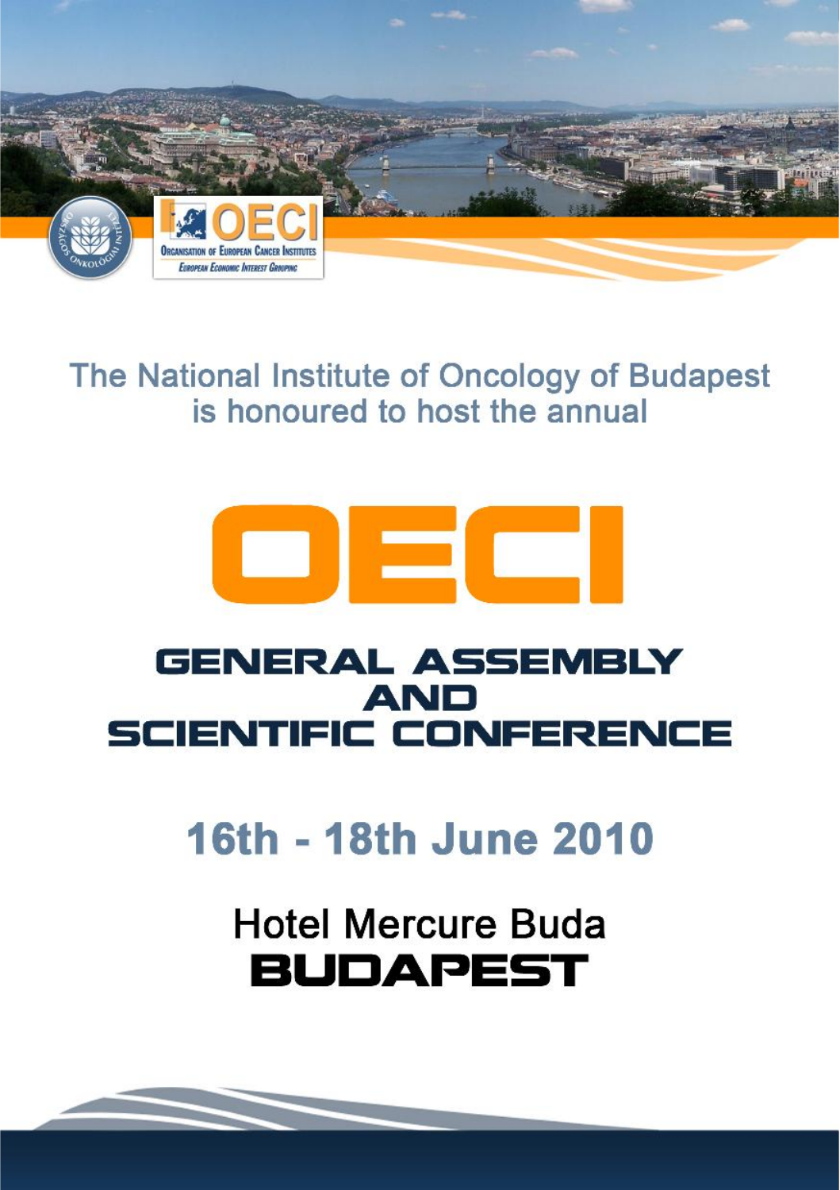The National Institute of Oncology of Budapest is honoured to host the annual

# OECI

## GENERAL ASSEMBLY AND SCIENTIFIC CONFERENCE

## 16th - 18th June 2010

Hotel Mercure Buda

**BUDAPEST**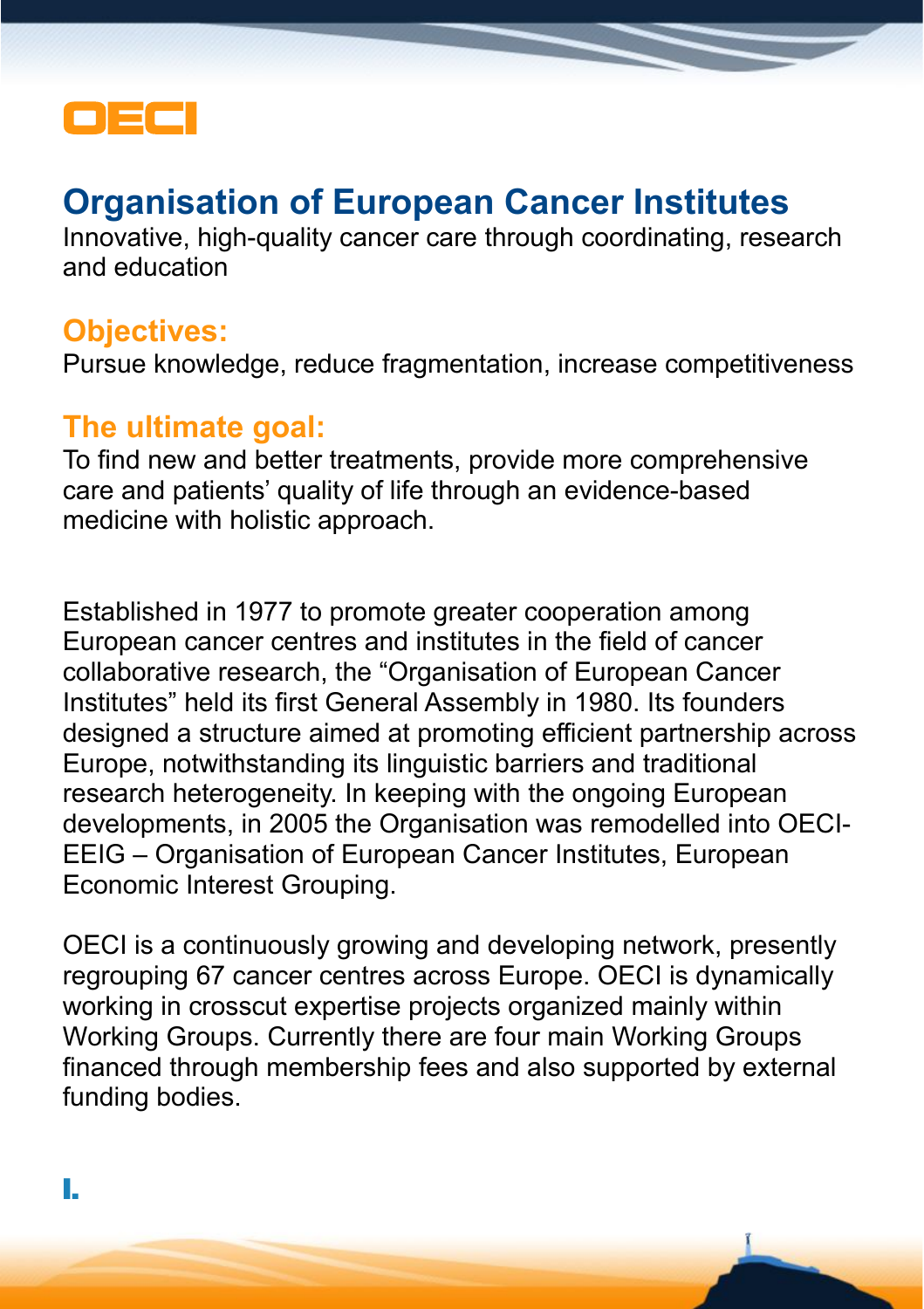OECI

# Organisation of European Cancer Institutes

Innovative, high-quality cancer care through coordinating, research and education

## Objectives:

Pursue knowledge, reduce fragmentation, increase competitiveness

## The ultimate goal:

To find new and better treatments, provide more comprehensive care and patients' quality of life through an evidence-based medicine with holistic approach.

Established in 1977 to promote greater cooperation among European cancer centres and institutes in the field of cancer collaborative research, the "Organisation of European Cancer Institutes" held its first General Assembly in 1980. Its founders designed a structure aimed at promoting efficient partnership across Europe, notwithstanding its linguistic barriers and traditional research heterogeneity. In keeping with the ongoing European developments, in 2005 the Organisation was remodelled into OECI-EEIG – Organisation of European Cancer Institutes, European Economic Interest Grouping.

OECI is a continuously growing and developing network, presently regrouping 67 cancer centres across Europe. OECI is dynamically working in crosscut expertise projects organized mainly within Working Groups. Currently there are four main Working Groups financed through membership fees and also supported by external funding bodies.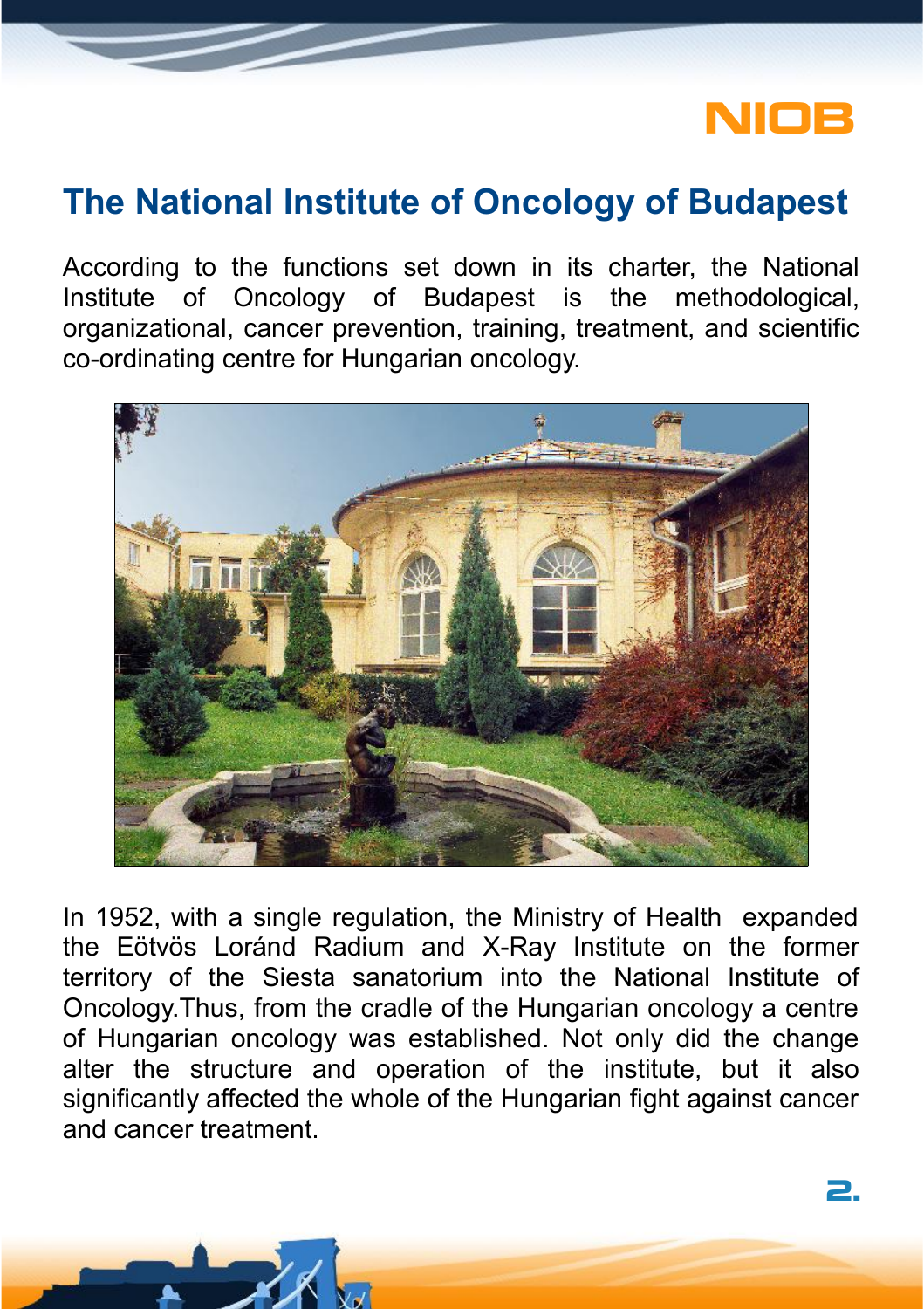# The National Institute of Oncology of Budapest

According to the functions set down in its charter, the National Institute of Oncology of Budapest is the methodological, organizational, cancer prevention, training, treatment, and scientific co-ordinating centre for Hungarian oncology.

In 1952, with a single regulation, the Ministry of Health expanded the Eötvös Loránd Radium and X-Ray Institute on the former territory of the Siesta sanatorium into the National Institute of Oncology.Thus, from the cradle of the Hungarian oncology a centre of Hungarian oncology was established. Not only did the change alter the structure and operation of the institute, but it also significantly affected the whole of the Hungarian fight against cancer and cancer treatment.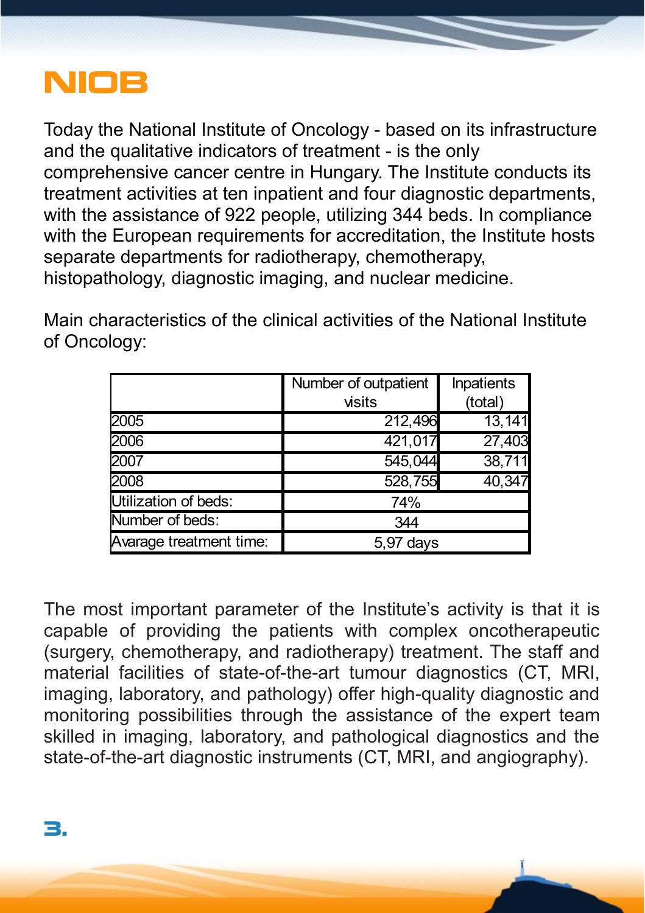# NIOB

Today the National Institute of Oncology - based on its infrastructure and the qualitative indicators of treatment - is the only comprehensive cancer centre in Hungary. The Institute conducts its treatment activities at ten inpatient and four diagnostic departments, with the assistance of 922 people, utilizing 344 beds. In compliance with the European requirements for accreditation, the Institute hosts separate departments for radiotherapy, chemotherapy, histopathology, diagnostic imaging, and nuclear medicine.

Main characteristics of the clinical activities of the National Institute of Oncology:

| | Number of outpatient visits | Inpatients (total) |
|---|---|---|
| 2005 | 212,496 | 13,141 |
| 2006 | 421,017 | 27,403 |
| 2007 | 545,044 | 38,711 |
| 2008 | 528,755 | 40,347 |
| Utilization of beds: | 74% | |
| Number of beds: | 344 | |
| Avarage treatment time: | 5,97 days | |

The most important parameter of the Institute's activity is that it is capable of providing the patients with complex oncotherapeutic (surgery, chemotherapy, and radiotherapy) treatment. The staff and material facilities of state-of-the-art tumour diagnostics (CT, MRI, imaging, laboratory, and pathology) offer high-quality diagnostic and monitoring possibilities through the assistance of the expert team skilled in imaging, laboratory, and pathological diagnostics and the state-of-the-art diagnostic instruments (CT, MRI, and angiography).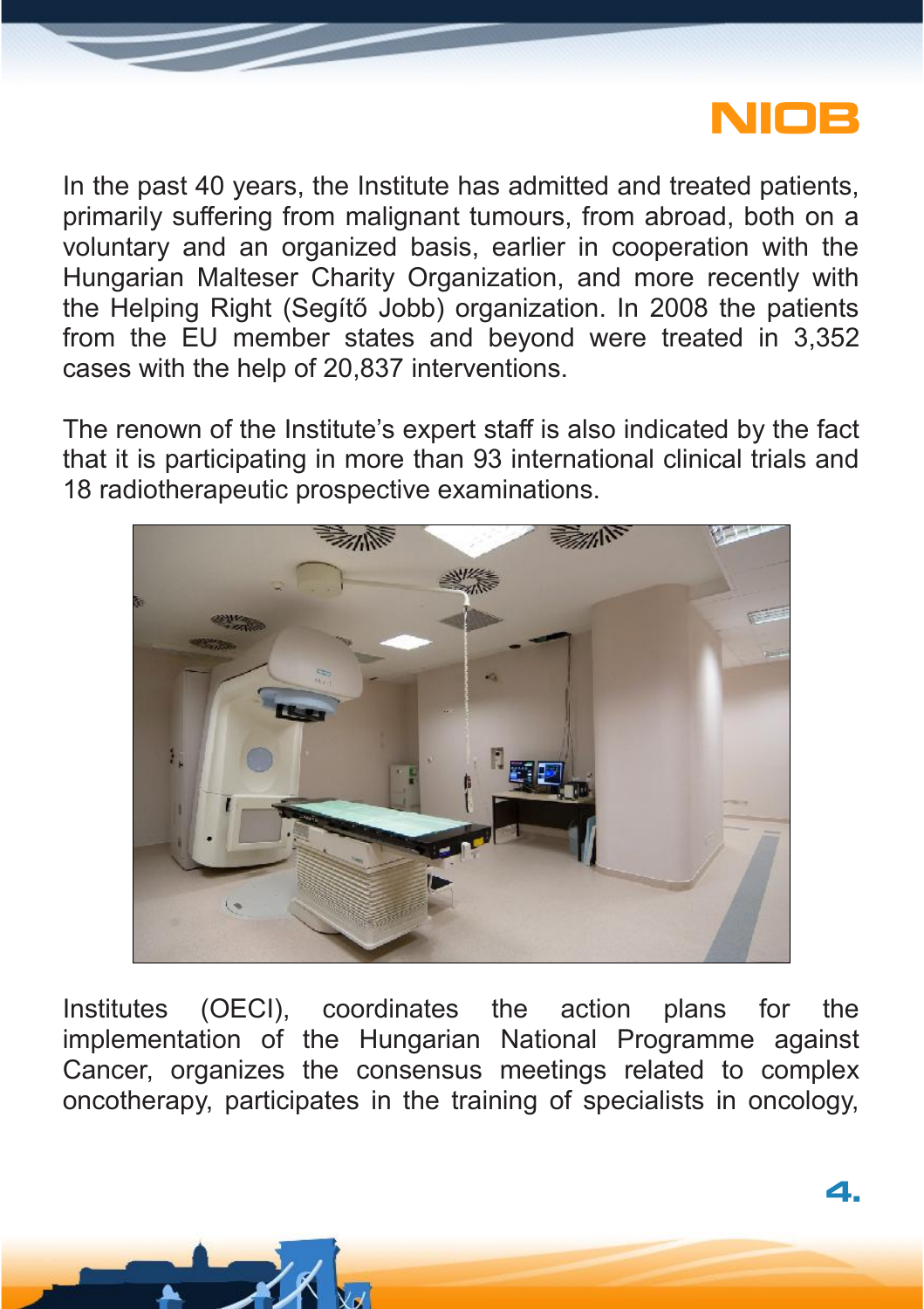In the past 40 years, the Institute has admitted and treated patients, primarily suffering from malignant tumours, from abroad, both on a voluntary and an organized basis, earlier in cooperation with the Hungarian Malteser Charity Organization, and more recently with the Helping Right (Segítő Jobb) organization. In 2008 the patients from the EU member states and beyond were treated in 3,352 cases with the help of 20,837 interventions.

The renown of the Institute's expert staff is also indicated by the fact that it is participating in more than 93 international clinical trials and 18 radiotherapeutic prospective examinations.

Institutes (OECI), coordinates the action plans for the implementation of the Hungarian National Programme against Cancer, organizes the consensus meetings related to complex oncotherapy, participates in the training of specialists in oncology,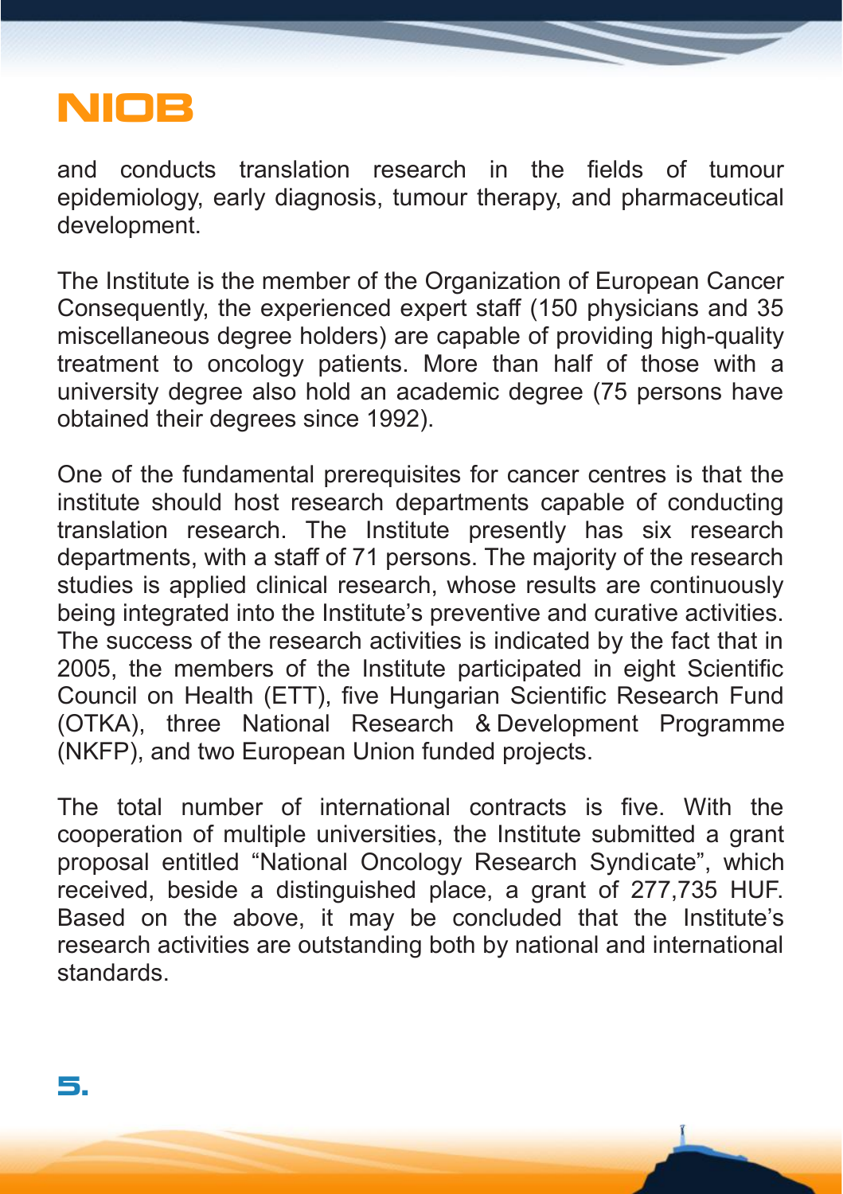and conducts translation research in the fields of tumour epidemiology, early diagnosis, tumour therapy, and pharmaceutical development.

The Institute is the member of the Organization of European Cancer Consequently, the experienced expert staff (150 physicians and 35 miscellaneous degree holders) are capable of providing high-quality treatment to oncology patients. More than half of those with a university degree also hold an academic degree (75 persons have obtained their degrees since 1992).

One of the fundamental prerequisites for cancer centres is that the institute should host research departments capable of conducting translation research. The Institute presently has six research departments, with a staff of 71 persons. The majority of the research studies is applied clinical research, whose results are continuously being integrated into the Institute's preventive and curative activities. The success of the research activities is indicated by the fact that in 2005, the members of the Institute participated in eight Scientific Council on Health (ETT), five Hungarian Scientific Research Fund (OTKA), three National Research & Development Programme (NKFP), and two European Union funded projects.

The total number of international contracts is five. With the cooperation of multiple universities, the Institute submitted a grant proposal entitled "National Oncology Research Syndicate", which received, beside a distinguished place, a grant of 277,735 HUF. Based on the above, it may be concluded that the Institute's research activities are outstanding both by national and international standards.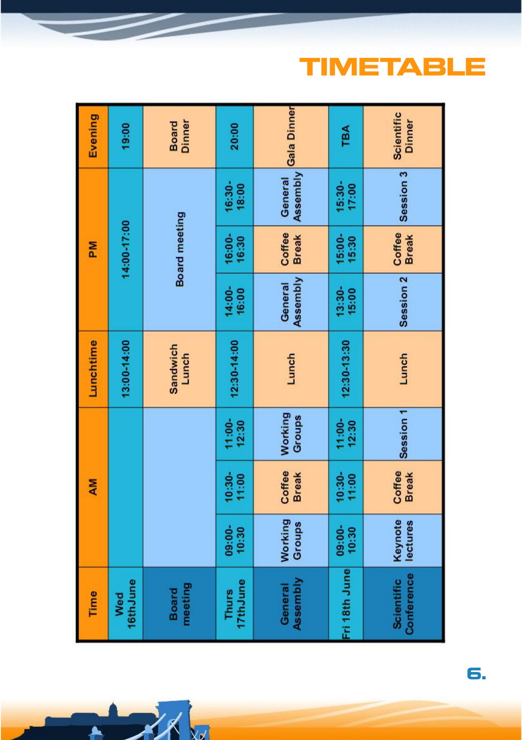# TIMETABLE

| Time | AM | | | Lunchtime | PM | | | Evening |
|---|---|---|---|---|---|---|---|---|
| Wed 16thJune | | | | 13:00-14:00 | 14:00-17:00 | | | 19:00 |
| Board meeting | | | | Sandwich Lunch | Board meeting | | | Board Dinner |
| Thurs 17thJune | 09:00-10:30 | 10:30-11:00 | 11:00-12:30 | 12:30-14:00 | 14:00-16:00 | 16:00-16:30 | 16:30-18:00 | 20:00 |
| General Assembly | Working Groups | Coffee Break | Working Groups | Lunch | General Assembly | Coffee Break | General Assembly | Gala Dinner |
| Fri 18th June | 09:00-10:30 | 10:30-11:00 | 11:00-12:30 | 12:30-13:30 | 13:30-15:00 | 15:00-15:30 | 15:30-17:00 | TBA |
| Scientific Conference | Keynote lectures | Coffee Break | Session 1 | Lunch | Session 2 | Coffee Break | Session 3 | Scientific Dinner |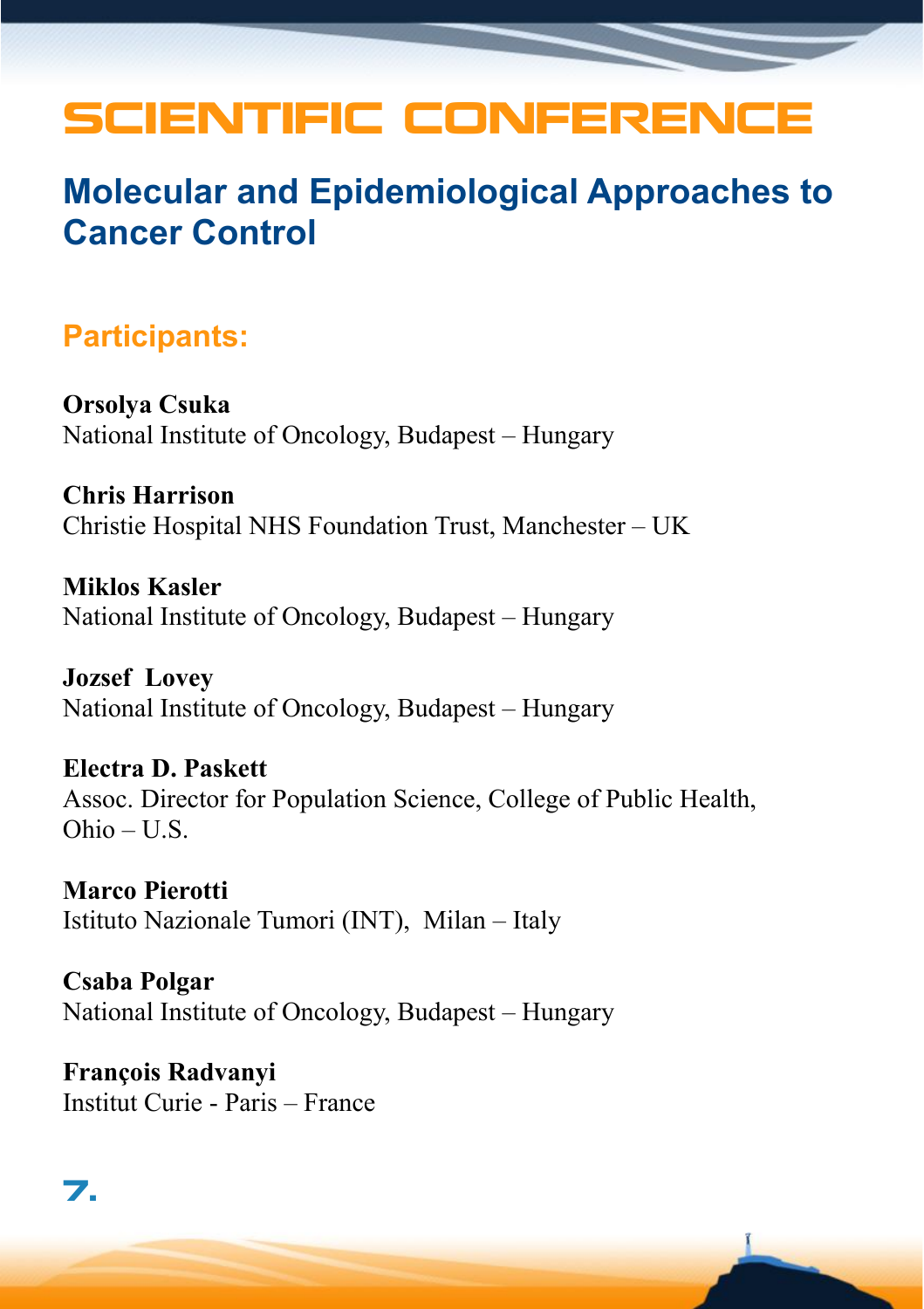# SCIENTIFIC CONFERENCE

## Molecular and Epidemiological Approaches to Cancer Control

### Participants:

**Orsolya Csuka**
National Institute of Oncology, Budapest – Hungary

**Chris Harrison**
Christie Hospital NHS Foundation Trust, Manchester – UK

**Miklos Kasler**
National Institute of Oncology, Budapest – Hungary

**Jozsef Lovey**
National Institute of Oncology, Budapest – Hungary

**Electra D. Paskett**
Assoc. Director for Population Science, College of Public Health, Ohio – U.S.

**Marco Pierotti**
Istituto Nazionale Tumori (INT), Milan – Italy

**Csaba Polgar**
National Institute of Oncology, Budapest – Hungary

**François Radvanyi**
Institut Curie - Paris – France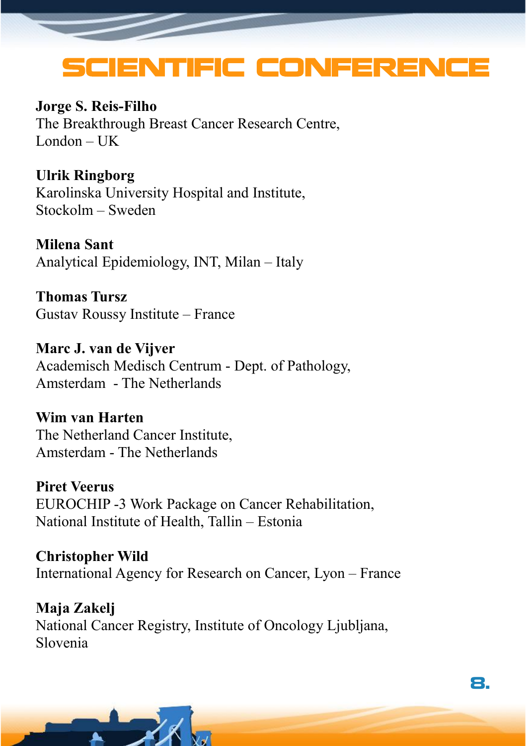# SCIENTIFIC CONFERENCE

**Jorge S. Reis-Filho**
The Breakthrough Breast Cancer Research Centre,
London – UK

**Ulrik Ringborg**
Karolinska University Hospital and Institute,
Stockolm – Sweden

**Milena Sant**
Analytical Epidemiology, INT, Milan – Italy

**Thomas Tursz**
Gustav Roussy Institute – France

**Marc J. van de Vijver**
Academisch Medisch Centrum - Dept. of Pathology,
Amsterdam - The Netherlands

**Wim van Harten**
The Netherland Cancer Institute,
Amsterdam - The Netherlands

**Piret Veerus**
EUROCHIP -3 Work Package on Cancer Rehabilitation,
National Institute of Health, Tallin – Estonia

**Christopher Wild**
International Agency for Research on Cancer, Lyon – France

**Maja Zakelj**
National Cancer Registry, Institute of Oncology Ljubljana,
Slovenia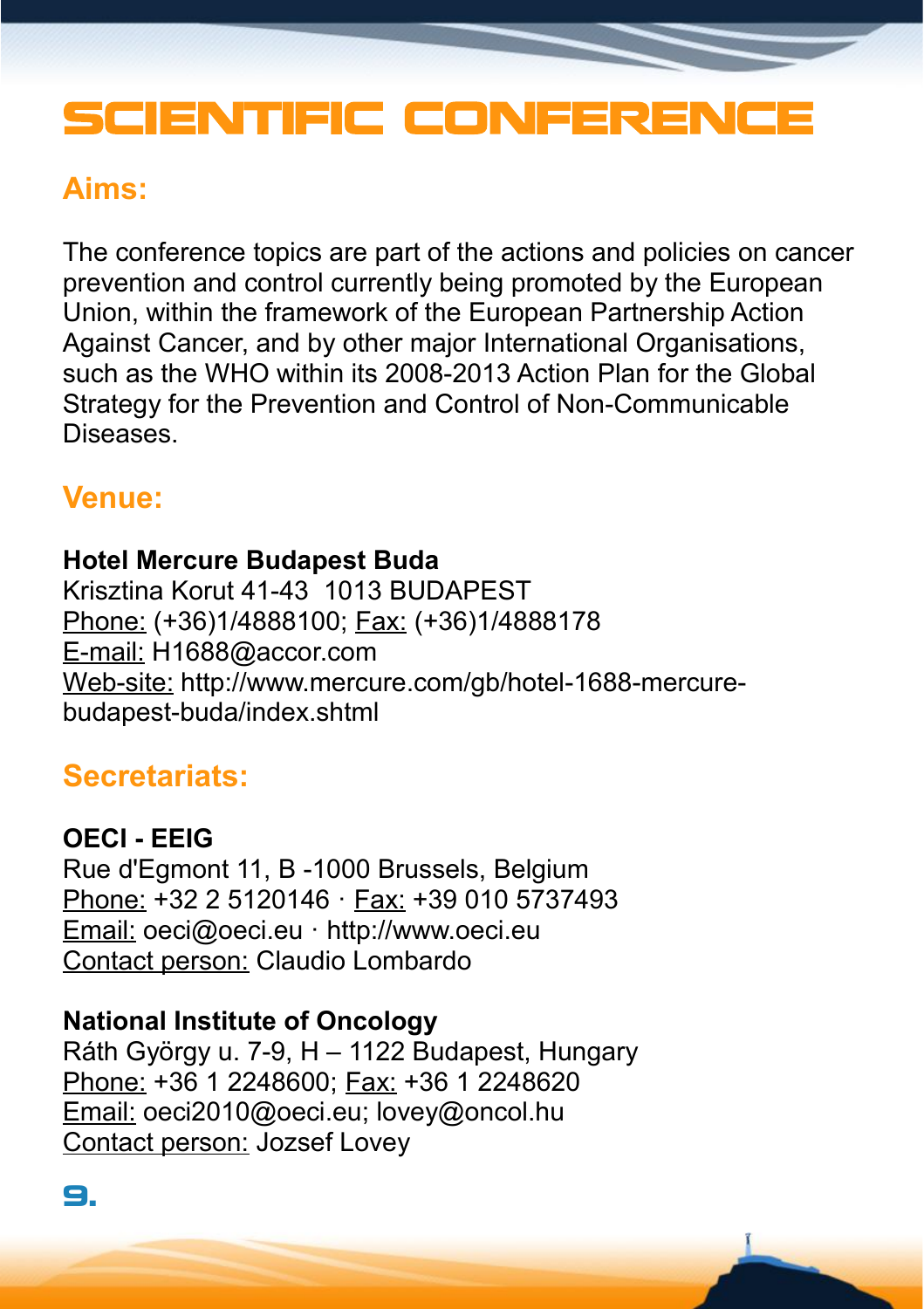# SCIENTIFIC CONFERENCE

## Aims:

The conference topics are part of the actions and policies on cancer prevention and control currently being promoted by the European Union, within the framework of the European Partnership Action Against Cancer, and by other major International Organisations, such as the WHO within its 2008-2013 Action Plan for the Global Strategy for the Prevention and Control of Non-Communicable Diseases.

## Venue:

**Hotel Mercure Budapest Buda**
Krisztina Korut 41-43 1013 BUDAPEST
Phone: (+36)1/4888100; Fax: (+36)1/4888178
E-mail: H1688@accor.com
Web-site: http://www.mercure.com/gb/hotel-1688-mercure-budapest-buda/index.shtml

## Secretariats:

**OECI - EEIG**
Rue d'Egmont 11, B -1000 Brussels, Belgium
Phone: +32 2 5120146 · Fax: +39 010 5737493
Email: oeci@oeci.eu · http://www.oeci.eu
Contact person: Claudio Lombardo

**National Institute of Oncology**
Ráth György u. 7-9, H – 1122 Budapest, Hungary
Phone: +36 1 2248600; Fax: +36 1 2248620
Email: oeci2010@oeci.eu; lovey@oncol.hu
Contact person: Jozsef Lovey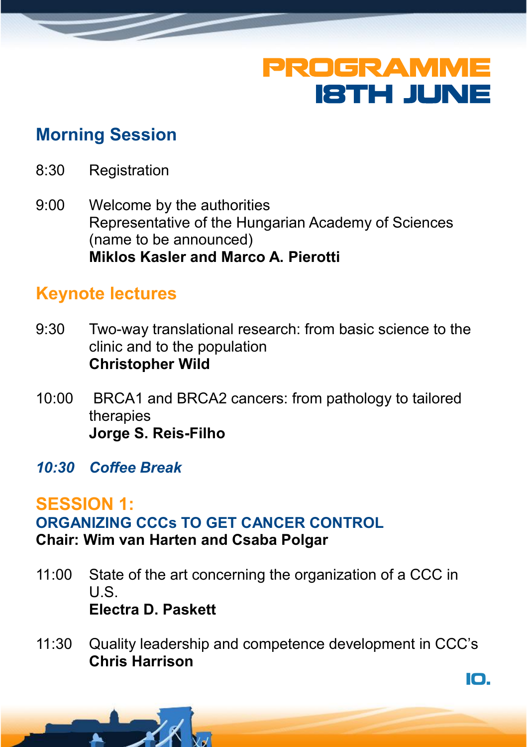# PROGRAMME
# 18TH JUNE

## Morning Session

8:30 Registration

9:00 Welcome by the authorities
Representative of the Hungarian Academy of Sciences (name to be announced)
**Miklos Kasler and Marco A. Pierotti**

## Keynote lectures

9:30 Two-way translational research: from basic science to the clinic and to the population
**Christopher Wild**

10:00 BRCA1 and BRCA2 cancers: from pathology to tailored therapies
**Jorge S. Reis-Filho**

***10:30 Coffee Break***

## SESSION 1:
### ORGANIZING CCCs TO GET CANCER CONTROL
**Chair: Wim van Harten and Csaba Polgar**

11:00 State of the art concerning the organization of a CCC in U.S.
**Electra D. Paskett**

11:30 Quality leadership and competence development in CCC's
**Chris Harrison**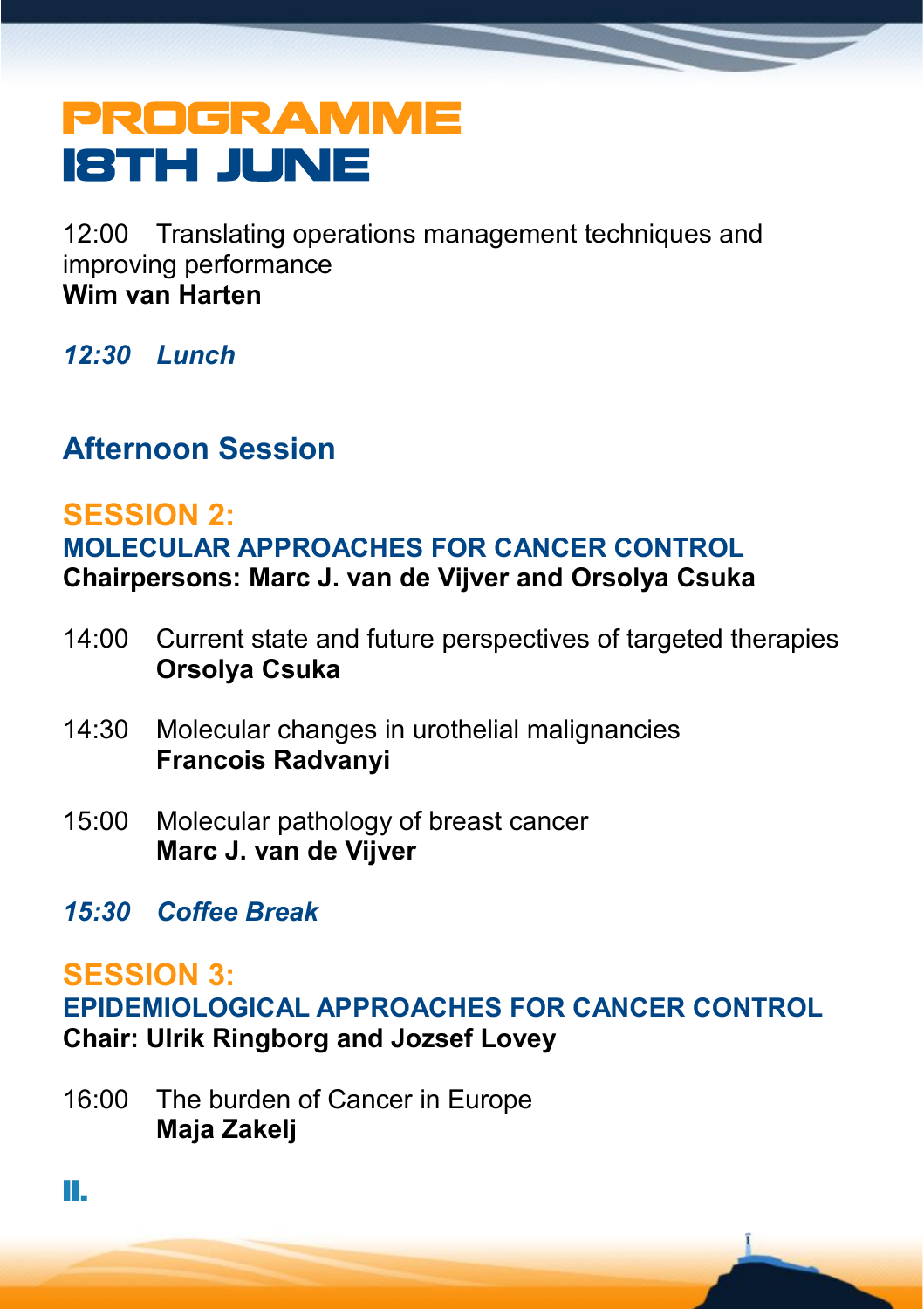# PROGRAMME
# 18TH JUNE

12:00 Translating operations management techniques and improving performance
**Wim van Harten**

*12:30 Lunch*

## Afternoon Session

## SESSION 2:
### MOLECULAR APPROACHES FOR CANCER CONTROL
**Chairpersons: Marc J. van de Vijver and Orsolya Csuka**

14:00 Current state and future perspectives of targeted therapies
**Orsolya Csuka**

14:30 Molecular changes in urothelial malignancies
**Francois Radvanyi**

15:00 Molecular pathology of breast cancer
**Marc J. van de Vijver**

*15:30 Coffee Break*

## SESSION 3:
### EPIDEMIOLOGICAL APPROACHES FOR CANCER CONTROL
**Chair: Ulrik Ringborg and Jozsef Lovey**

16:00 The burden of Cancer in Europe
**Maja Zakelj**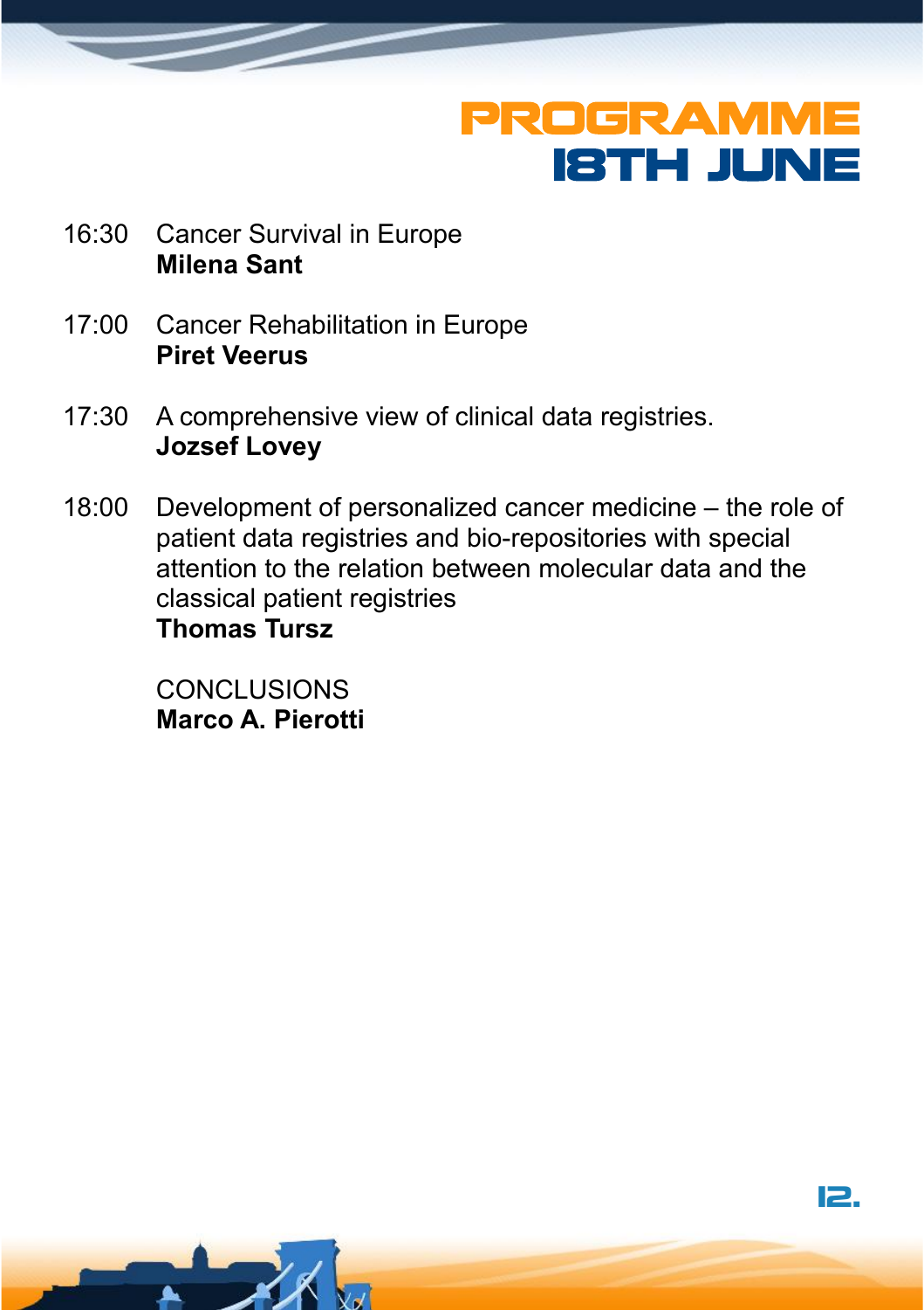# PROGRAMME
## 18TH JUNE

16:30 Cancer Survival in Europe
**Milena Sant**

17:00 Cancer Rehabilitation in Europe
**Piret Veerus**

17:30 A comprehensive view of clinical data registries.
**Jozsef Lovey**

18:00 Development of personalized cancer medicine – the role of patient data registries and bio-repositories with special attention to the relation between molecular data and the classical patient registries
**Thomas Tursz**

CONCLUSIONS
**Marco A. Pierotti**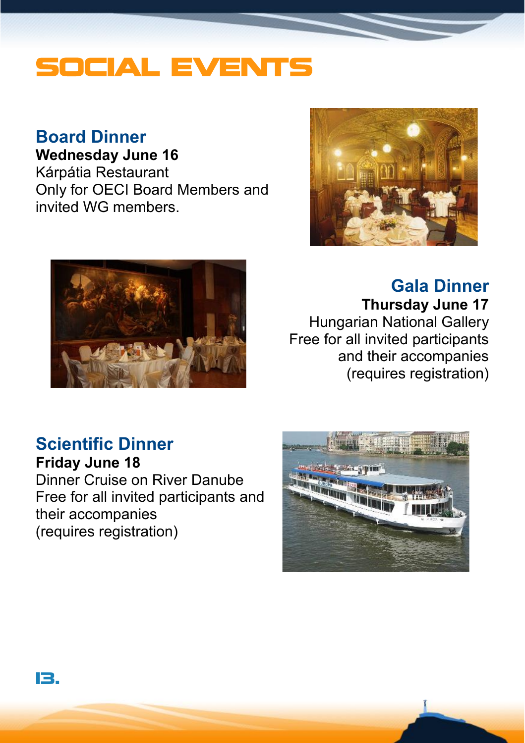# SOCIAL EVENTS

## Board Dinner

**Wednesday June 16**
Kárpátia Restaurant
Only for OECI Board Members and invited WG members.

## Gala Dinner

**Thursday June 17**
Hungarian National Gallery
Free for all invited participants and their accompanies
(requires registration)

## Scientific Dinner

**Friday June 18**
Dinner Cruise on River Danube
Free for all invited participants and their accompanies
(requires registration)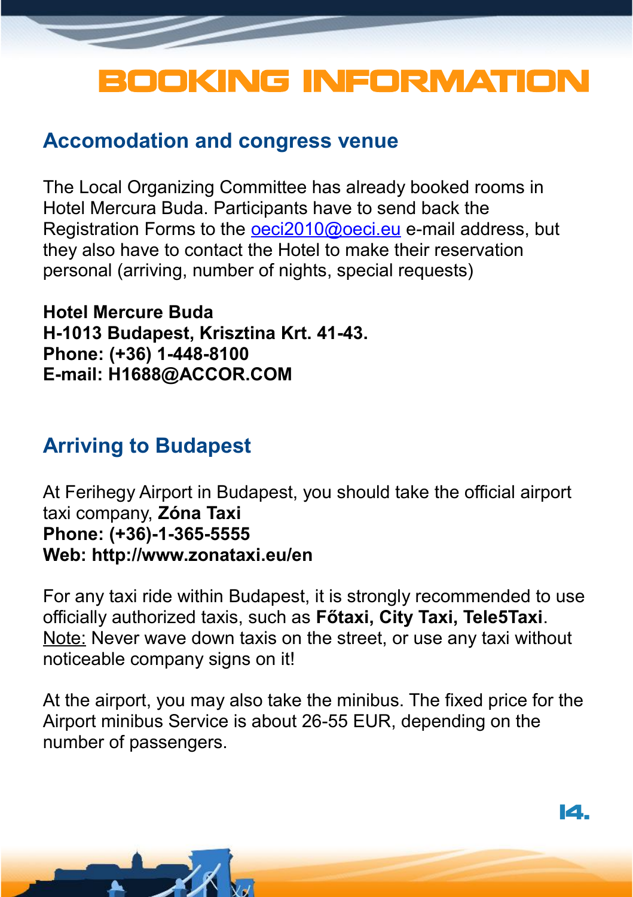# BOOKING INFORMATION

## Accomodation and congress venue

The Local Organizing Committee has already booked rooms in Hotel Mercura Buda. Participants have to send back the Registration Forms to the oeci2010@oeci.eu e-mail address, but they also have to contact the Hotel to make their reservation personal (arriving, number of nights, special requests)

**Hotel Mercure Buda**
**H-1013 Budapest, Krisztina Krt. 41-43.**
**Phone: (+36) 1-448-8100**
**E-mail: H1688@ACCOR.COM**

## Arriving to Budapest

At Ferihegy Airport in Budapest, you should take the official airport taxi company, **Zóna Taxi**
**Phone: (+36)-1-365-5555**
**Web: http://www.zonataxi.eu/en**

For any taxi ride within Budapest, it is strongly recommended to use officially authorized taxis, such as **Főtaxi, City Taxi, Tele5Taxi**.
Note: Never wave down taxis on the street, or use any taxi without noticeable company signs on it!

At the airport, you may also take the minibus. The fixed price for the Airport minibus Service is about 26-55 EUR, depending on the number of passengers.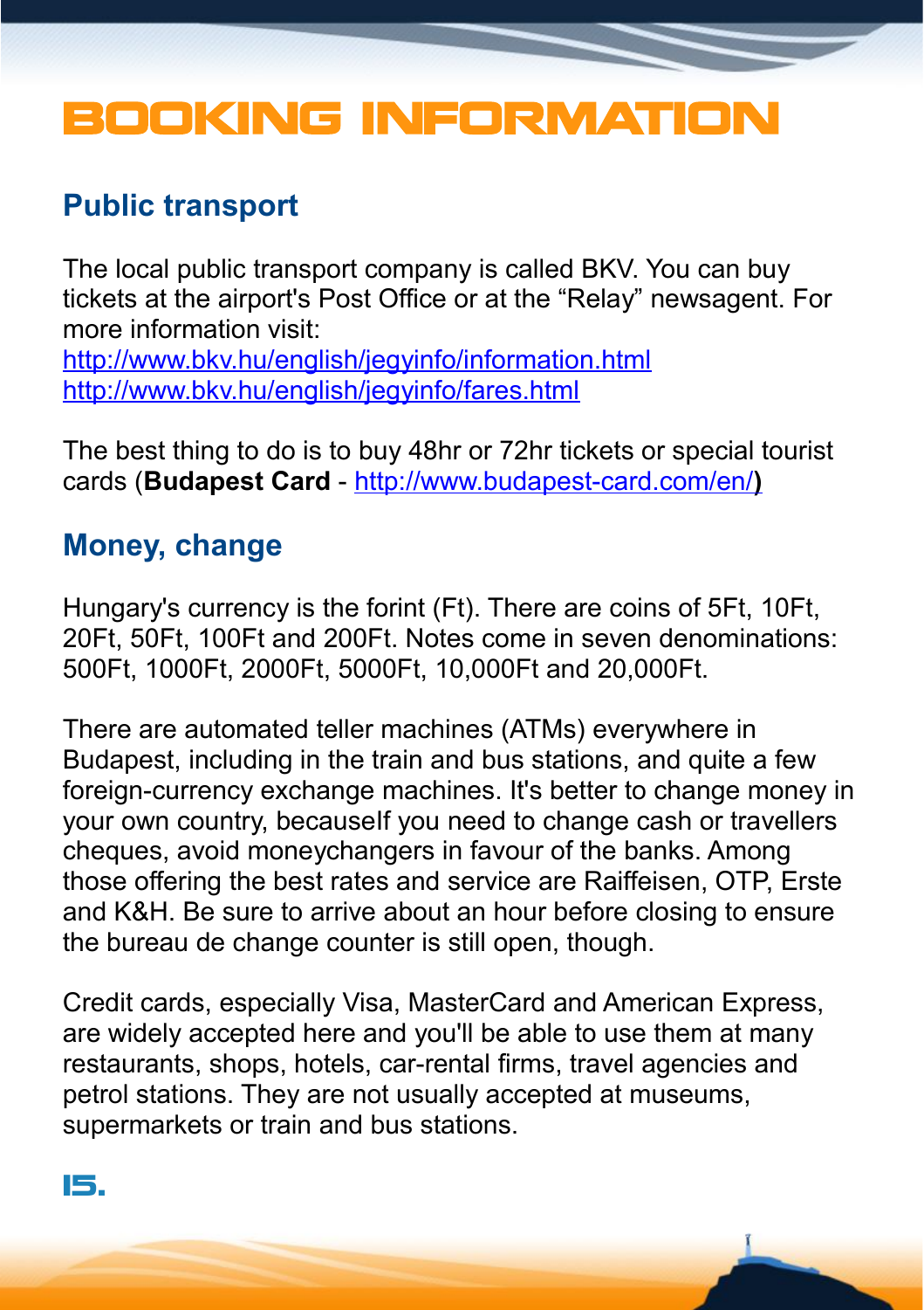# BOOKING INFORMATION

## Public transport

The local public transport company is called BKV. You can buy tickets at the airport's Post Office or at the “Relay” newsagent. For more information visit:
http://www.bkv.hu/english/jegyinfo/information.html
http://www.bkv.hu/english/jegyinfo/fares.html

The best thing to do is to buy 48hr or 72hr tickets or special tourist cards (**Budapest Card** - http://www.budapest-card.com/en/**)**

## Money, change

Hungary's currency is the forint (Ft). There are coins of 5Ft, 10Ft, 20Ft, 50Ft, 100Ft and 200Ft. Notes come in seven denominations: 500Ft, 1000Ft, 2000Ft, 5000Ft, 10,000Ft and 20,000Ft.

There are automated teller machines (ATMs) everywhere in Budapest, including in the train and bus stations, and quite a few foreign-currency exchange machines. It's better to change money in your own country, becauseIf you need to change cash or travellers cheques, avoid moneychangers in favour of the banks. Among those offering the best rates and service are Raiffeisen, OTP, Erste and K&H. Be sure to arrive about an hour before closing to ensure the bureau de change counter is still open, though.

Credit cards, especially Visa, MasterCard and American Express, are widely accepted here and you'll be able to use them at many restaurants, shops, hotels, car-rental firms, travel agencies and petrol stations. They are not usually accepted at museums, supermarkets or train and bus stations.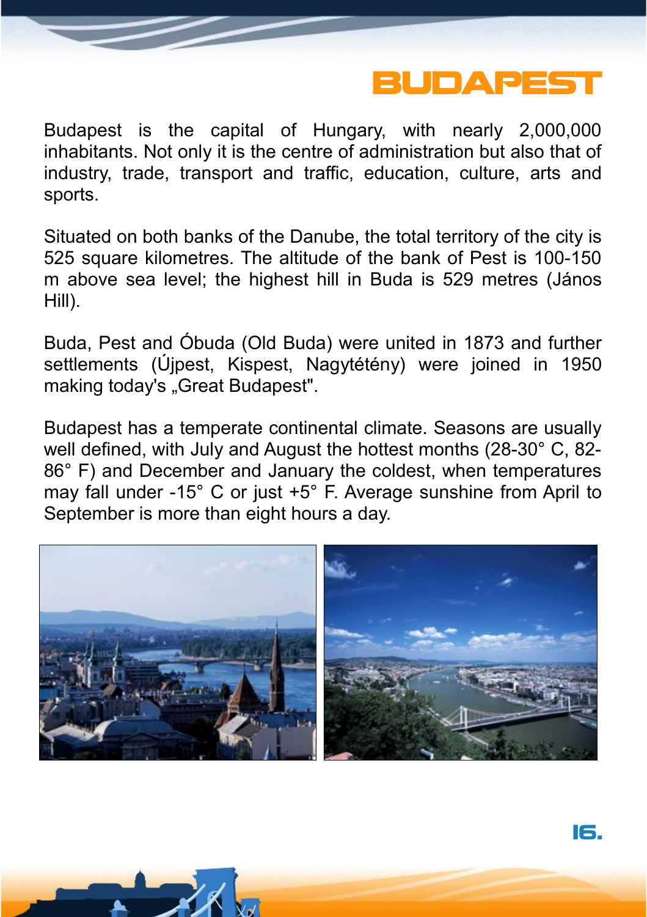# BUDAPEST

Budapest is the capital of Hungary, with nearly 2,000,000 inhabitants. Not only it is the centre of administration but also that of industry, trade, transport and traffic, education, culture, arts and sports.

Situated on both banks of the Danube, the total territory of the city is 525 square kilometres. The altitude of the bank of Pest is 100-150 m above sea level; the highest hill in Buda is 529 metres (János Hill).

Buda, Pest and Óbuda (Old Buda) were united in 1873 and further settlements (Újpest, Kispest, Nagytétény) were joined in 1950 making today's „Great Budapest".

Budapest has a temperate continental climate. Seasons are usually well defined, with July and August the hottest months (28-30° C, 82-86° F) and December and January the coldest, when temperatures may fall under -15° C or just +5° F. Average sunshine from April to September is more than eight hours a day.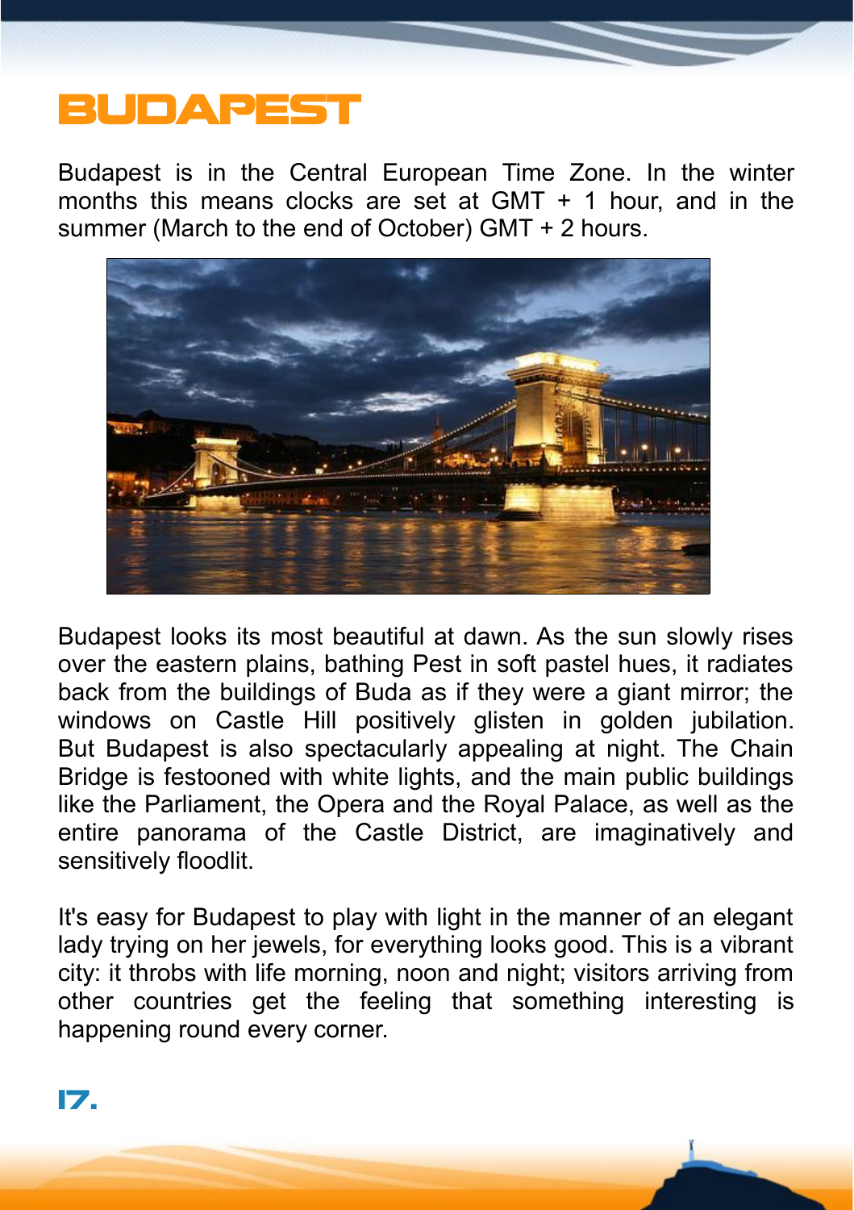# BUDAPEST

Budapest is in the Central European Time Zone. In the winter months this means clocks are set at GMT + 1 hour, and in the summer (March to the end of October) GMT + 2 hours.

Budapest looks its most beautiful at dawn. As the sun slowly rises over the eastern plains, bathing Pest in soft pastel hues, it radiates back from the buildings of Buda as if they were a giant mirror; the windows on Castle Hill positively glisten in golden jubilation. But Budapest is also spectacularly appealing at night. The Chain Bridge is festooned with white lights, and the main public buildings like the Parliament, the Opera and the Royal Palace, as well as the entire panorama of the Castle District, are imaginatively and sensitively floodlit.

It's easy for Budapest to play with light in the manner of an elegant lady trying on her jewels, for everything looks good. This is a vibrant city: it throbs with life morning, noon and night; visitors arriving from other countries get the feeling that something interesting is happening round every corner.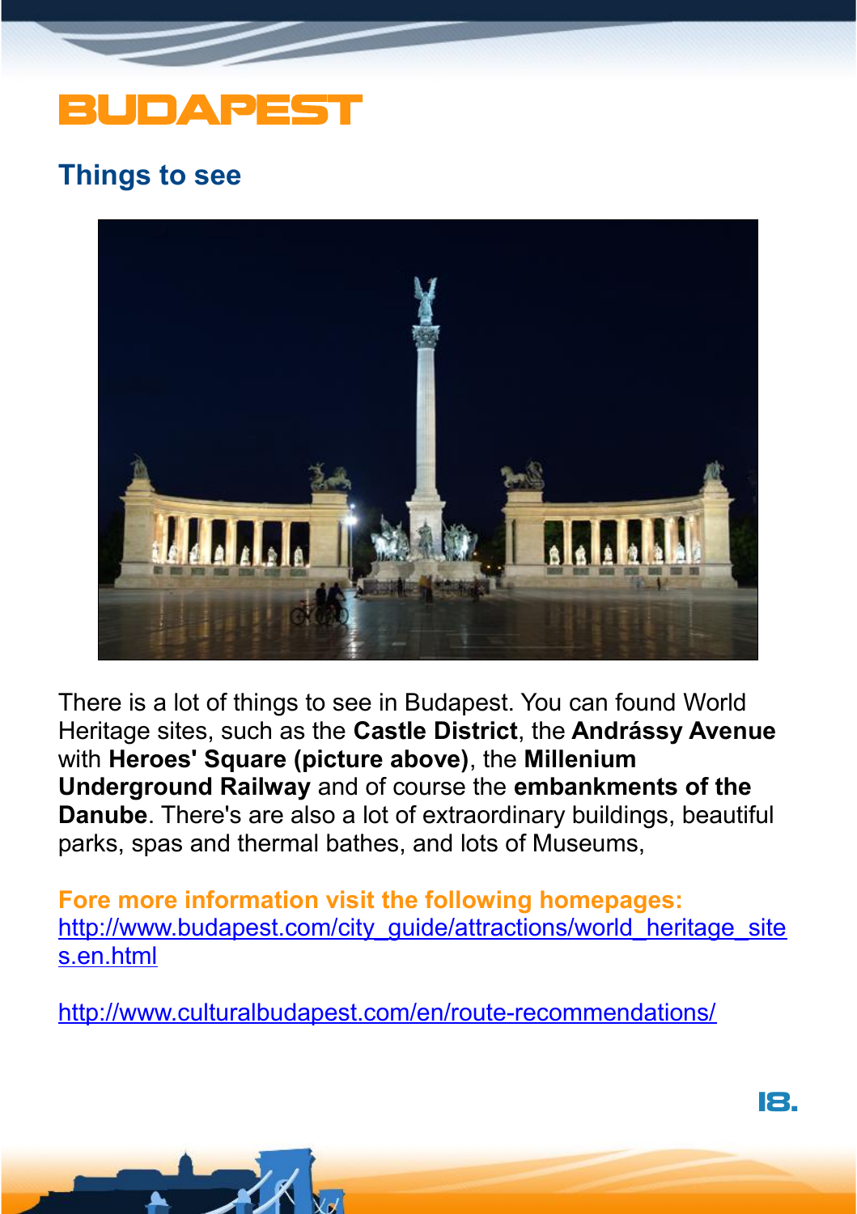# BUDAPEST

## Things to see

There is a lot of things to see in Budapest. You can found World Heritage sites, such as the **Castle District**, the **Andrássy Avenue** with **Heroes' Square (picture above)**, the **Millenium Underground Railway** and of course the **embankments of the Danube**. There's are also a lot of extraordinary buildings, beautiful parks, spas and thermal bathes, and lots of Museums,

**Fore more information visit the following homepages:**
http://www.budapest.com/city_guide/attractions/world_heritage_sites.en.html

http://www.culturalbudapest.com/en/route-recommendations/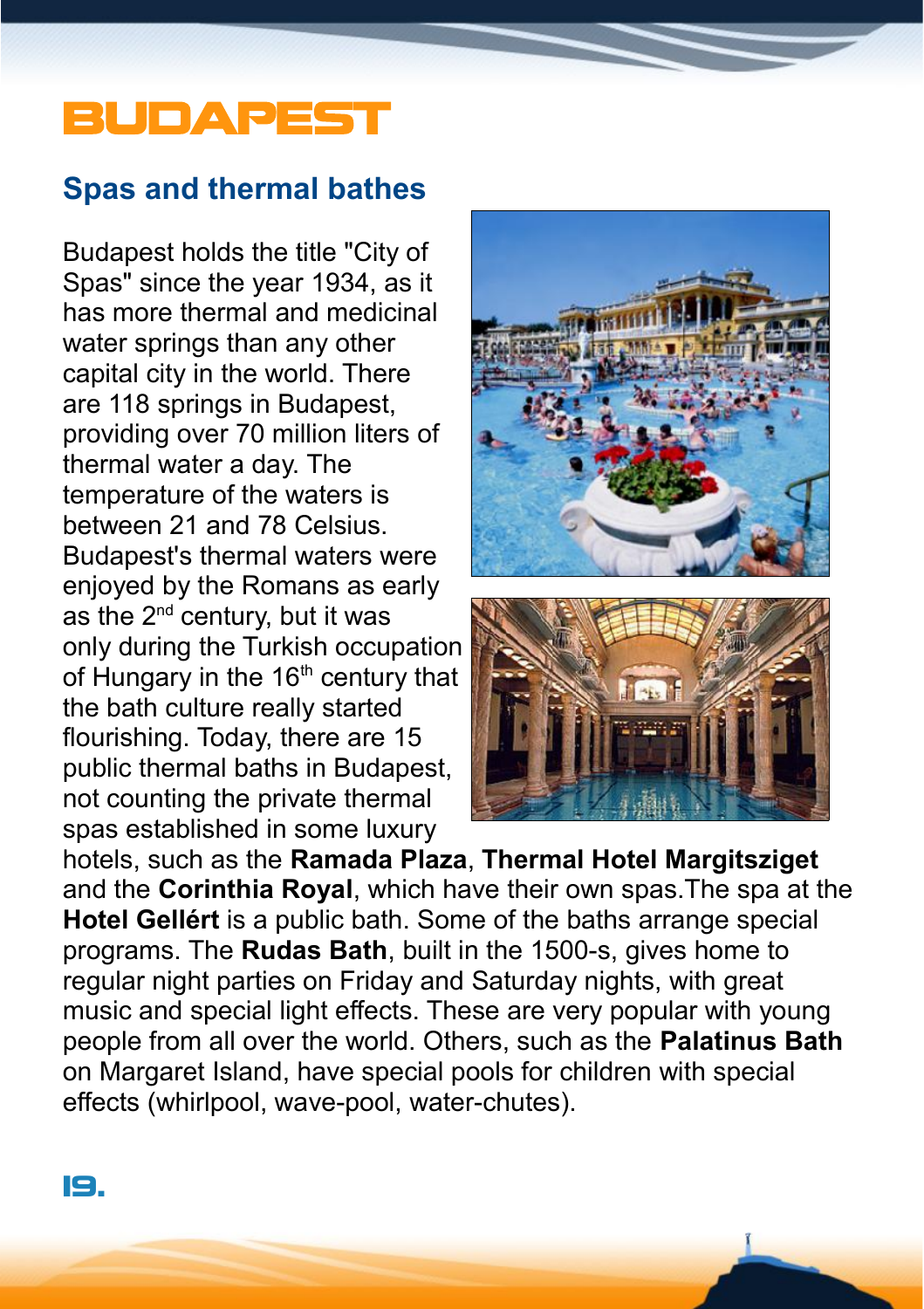# BUDAPEST

## Spas and thermal bathes

Budapest holds the title "City of Spas" since the year 1934, as it has more thermal and medicinal water springs than any other capital city in the world. There are 118 springs in Budapest, providing over 70 million liters of thermal water a day. The temperature of the waters is between 21 and 78 Celsius. Budapest's thermal waters were enjoyed by the Romans as early as the 2nd century, but it was only during the Turkish occupation of Hungary in the 16th century that the bath culture really started flourishing. Today, there are 15 public thermal baths in Budapest, not counting the private thermal spas established in some luxury hotels, such as the **Ramada Plaza**, **Thermal Hotel Margitsziget** and the **Corinthia Royal**, which have their own spas.The spa at the **Hotel Gellért** is a public bath. Some of the baths arrange special programs. The **Rudas Bath**, built in the 1500-s, gives home to regular night parties on Friday and Saturday nights, with great music and special light effects. These are very popular with young people from all over the world. Others, such as the **Palatinus Bath** on Margaret Island, have special pools for children with special effects (whirlpool, wave-pool, water-chutes).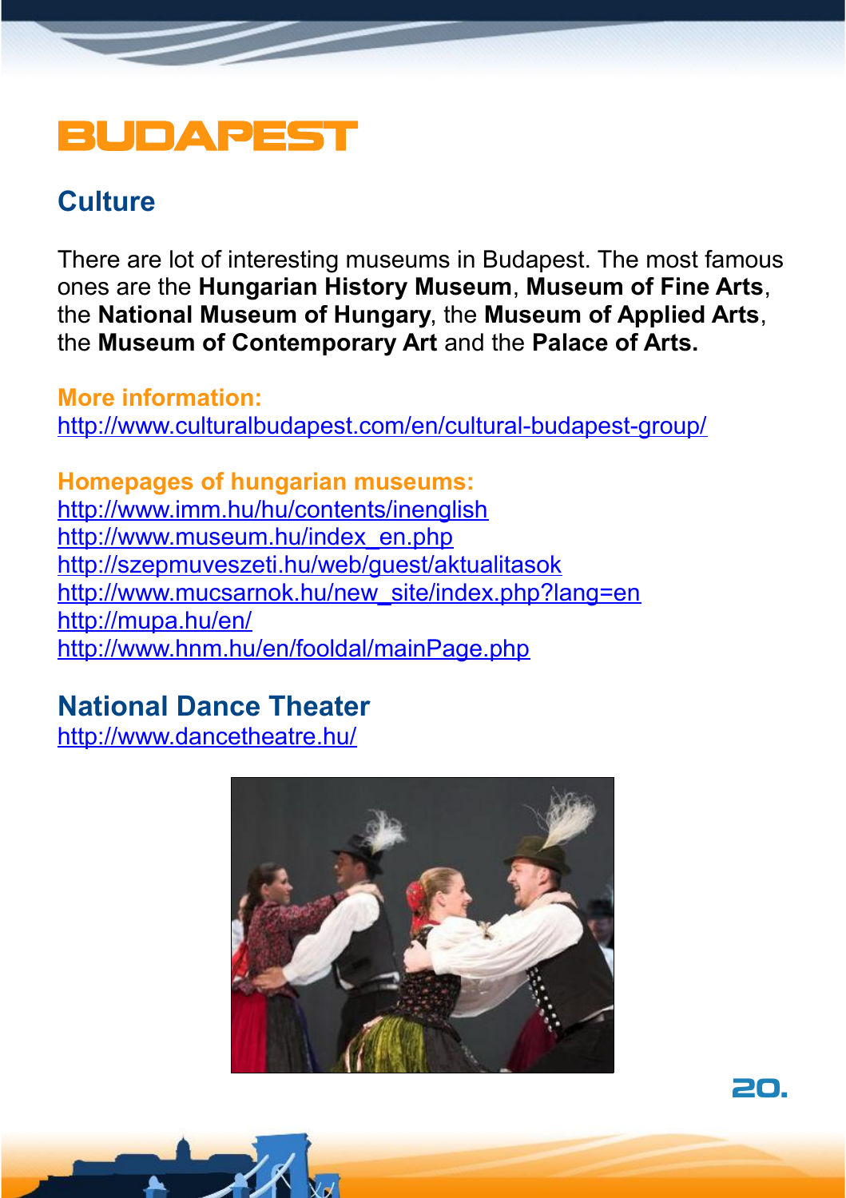# BUDAPEST

## Culture

There are lot of interesting museums in Budapest. The most famous ones are the **Hungarian History Museum**, **Museum of Fine Arts**, the **National Museum of Hungary**, the **Museum of Applied Arts**, the **Museum of Contemporary Art** and the **Palace of Arts.**

**More information:**
http://www.culturalbudapest.com/en/cultural-budapest-group/

**Homepages of hungarian museums:**
http://www.imm.hu/hu/contents/inenglish
http://www.museum.hu/index_en.php
http://szepmuveszeti.hu/web/guest/aktualitasok
http://www.mucsarnok.hu/new_site/index.php?lang=en
http://mupa.hu/en/
http://www.hnm.hu/en/fooldal/mainPage.php

## National Dance Theater

http://www.dancetheatre.hu/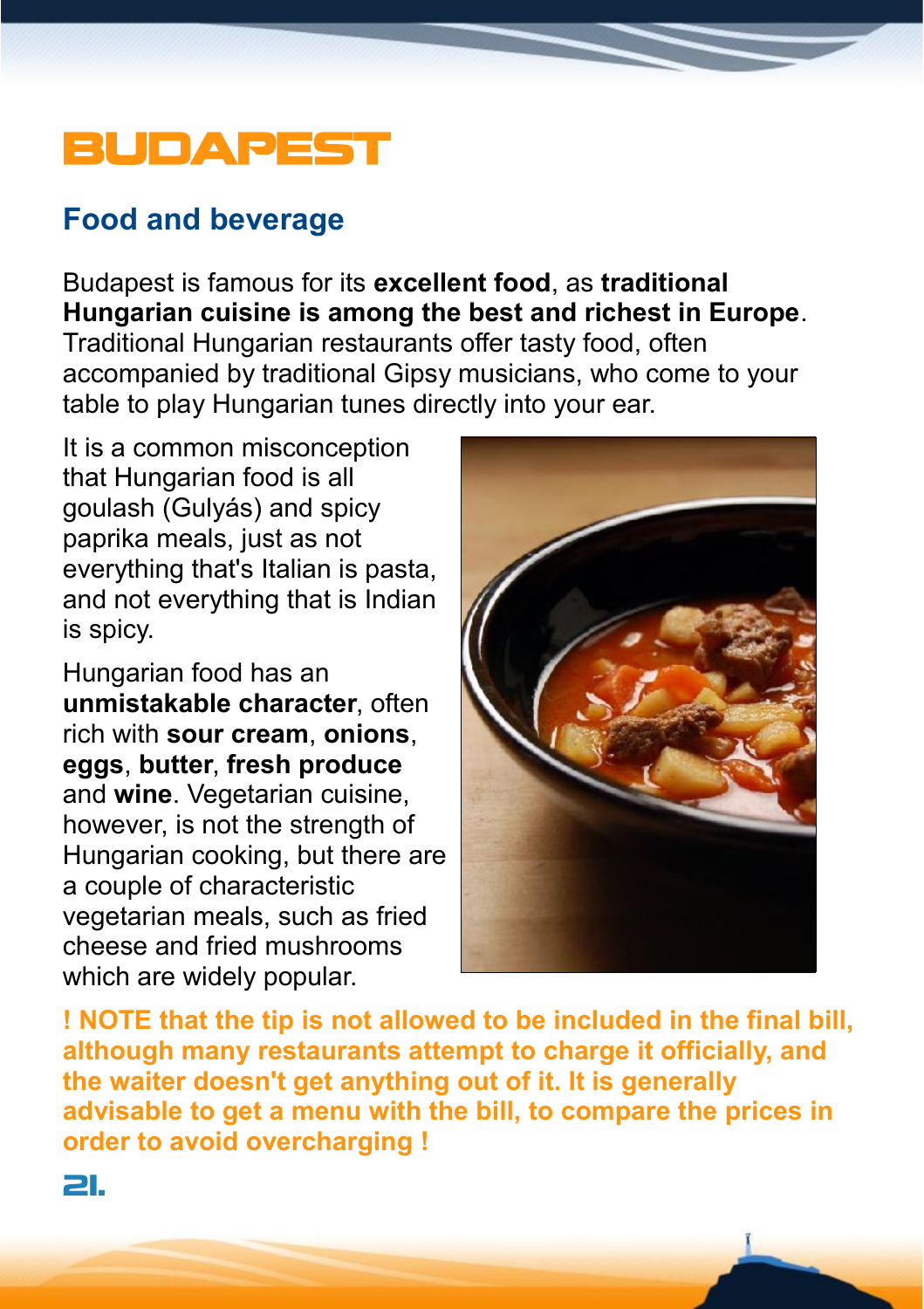# BUDAPEST

## Food and beverage

Budapest is famous for its **excellent food**, as **traditional Hungarian cuisine is among the best and richest in Europe**. Traditional Hungarian restaurants offer tasty food, often accompanied by traditional Gipsy musicians, who come to your table to play Hungarian tunes directly into your ear.

It is a common misconception that Hungarian food is all goulash (Gulyás) and spicy paprika meals, just as not everything that's Italian is pasta, and not everything that is Indian is spicy.

Hungarian food has an **unmistakable character**, often rich with **sour cream**, **onions**, **eggs**, **butter**, **fresh produce** and **wine**. Vegetarian cuisine, however, is not the strength of Hungarian cooking, but there are a couple of characteristic vegetarian meals, such as fried cheese and fried mushrooms which are widely popular.

**! NOTE that the tip is not allowed to be included in the final bill, although many restaurants attempt to charge it officially, and the waiter doesn't get anything out of it. It is generally advisable to get a menu with the bill, to compare the prices in order to avoid overcharging !**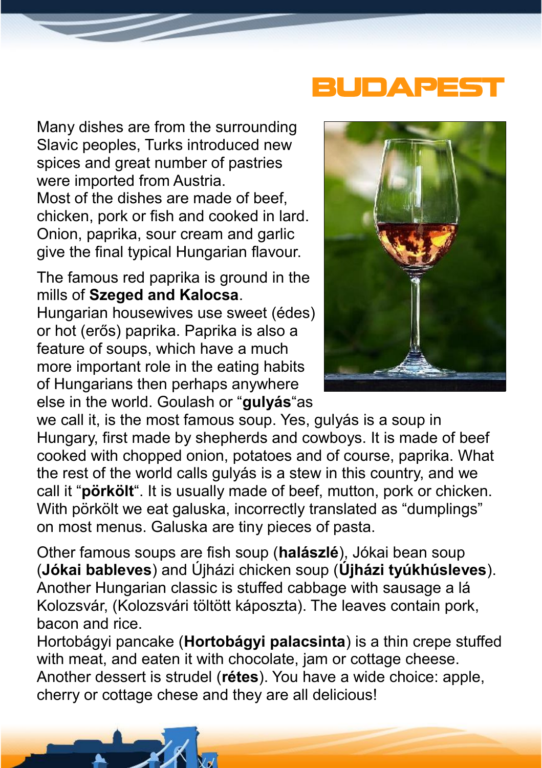# BUDAPEST

Many dishes are from the surrounding Slavic peoples, Turks introduced new spices and great number of pastries were imported from Austria.
Most of the dishes are made of beef, chicken, pork or fish and cooked in lard. Onion, paprika, sour cream and garlic give the final typical Hungarian flavour.

The famous red paprika is ground in the mills of **Szeged and Kalocsa**.
Hungarian housewives use sweet (édes) or hot (erős) paprika. Paprika is also a feature of soups, which have a much more important role in the eating habits of Hungarians then perhaps anywhere else in the world. Goulash or "**gulyás**"as we call it, is the most famous soup. Yes, gulyás is a soup in Hungary, first made by shepherds and cowboys. It is made of beef cooked with chopped onion, potatoes and of course, paprika. What the rest of the world calls gulyás is a stew in this country, and we call it "**pörkölt**". It is usually made of beef, mutton, pork or chicken. With pörkölt we eat galuska, incorrectly translated as "dumplings" on most menus. Galuska are tiny pieces of pasta.

Other famous soups are fish soup (**halászlé**), Jókai bean soup (**Jókai bableves**) and Újházi chicken soup (**Újházi tyúkhúsleves**). Another Hungarian classic is stuffed cabbage with sausage a lá Kolozsvár, (Kolozsvári töltött káposzta). The leaves contain pork, bacon and rice.
Hortobágyi pancake (**Hortobágyi palacsinta**) is a thin crepe stuffed with meat, and eaten it with chocolate, jam or cottage cheese. Another dessert is strudel (**rétes**). You have a wide choice: apple, cherry or cottage chese and they are all delicious!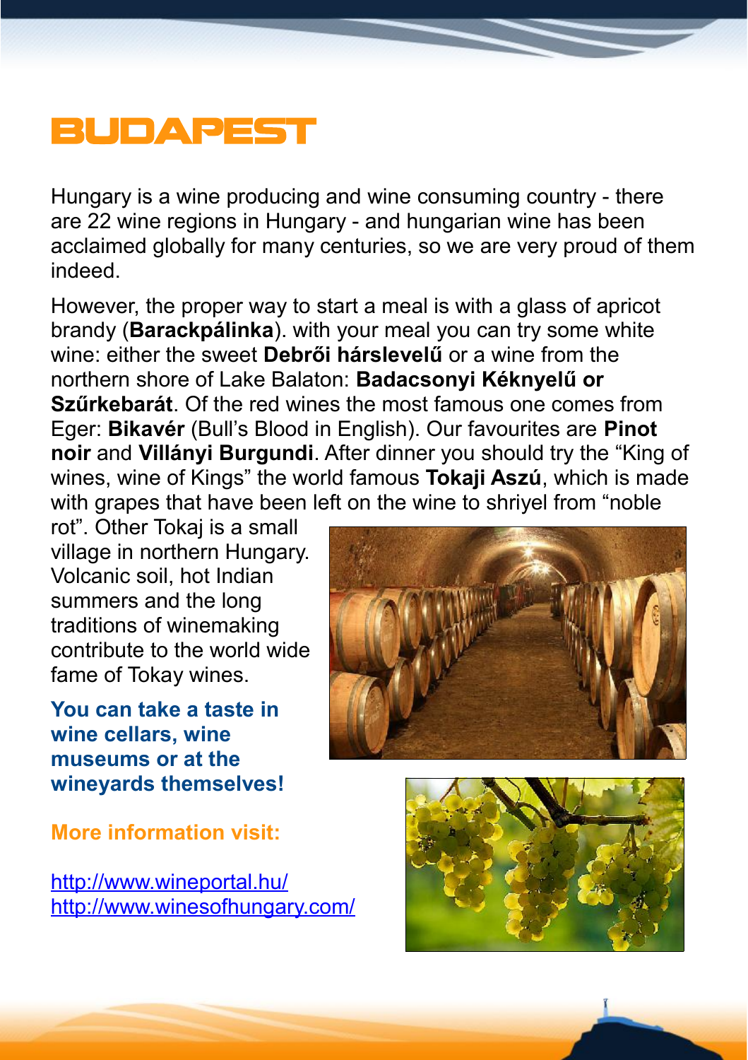# BUDAPEST

Hungary is a wine producing and wine consuming country - there are 22 wine regions in Hungary - and hungarian wine has been acclaimed globally for many centuries, so we are very proud of them indeed.

However, the proper way to start a meal is with a glass of apricot brandy (**Barackpálinka**). with your meal you can try some white wine: either the sweet **Debrői hárslevelű** or a wine from the northern shore of Lake Balaton: **Badacsonyi Kéknyelű or Szűrkebarát**. Of the red wines the most famous one comes from Eger: **Bikavér** (Bull's Blood in English). Our favourites are **Pinot noir** and **Villányi Burgundi**. After dinner you should try the "King of wines, wine of Kings" the world famous **Tokaji Aszú**, which is made with grapes that have been left on the wine to shriyel from "noble rot". Other Tokaj is a small village in northern Hungary. Volcanic soil, hot Indian summers and the long traditions of winemaking contribute to the world wide fame of Tokay wines.

**You can take a taste in wine cellars, wine museums or at the wineyards themselves!**

**More information visit:**

http://www.wineportal.hu/
http://www.winesofhungary.com/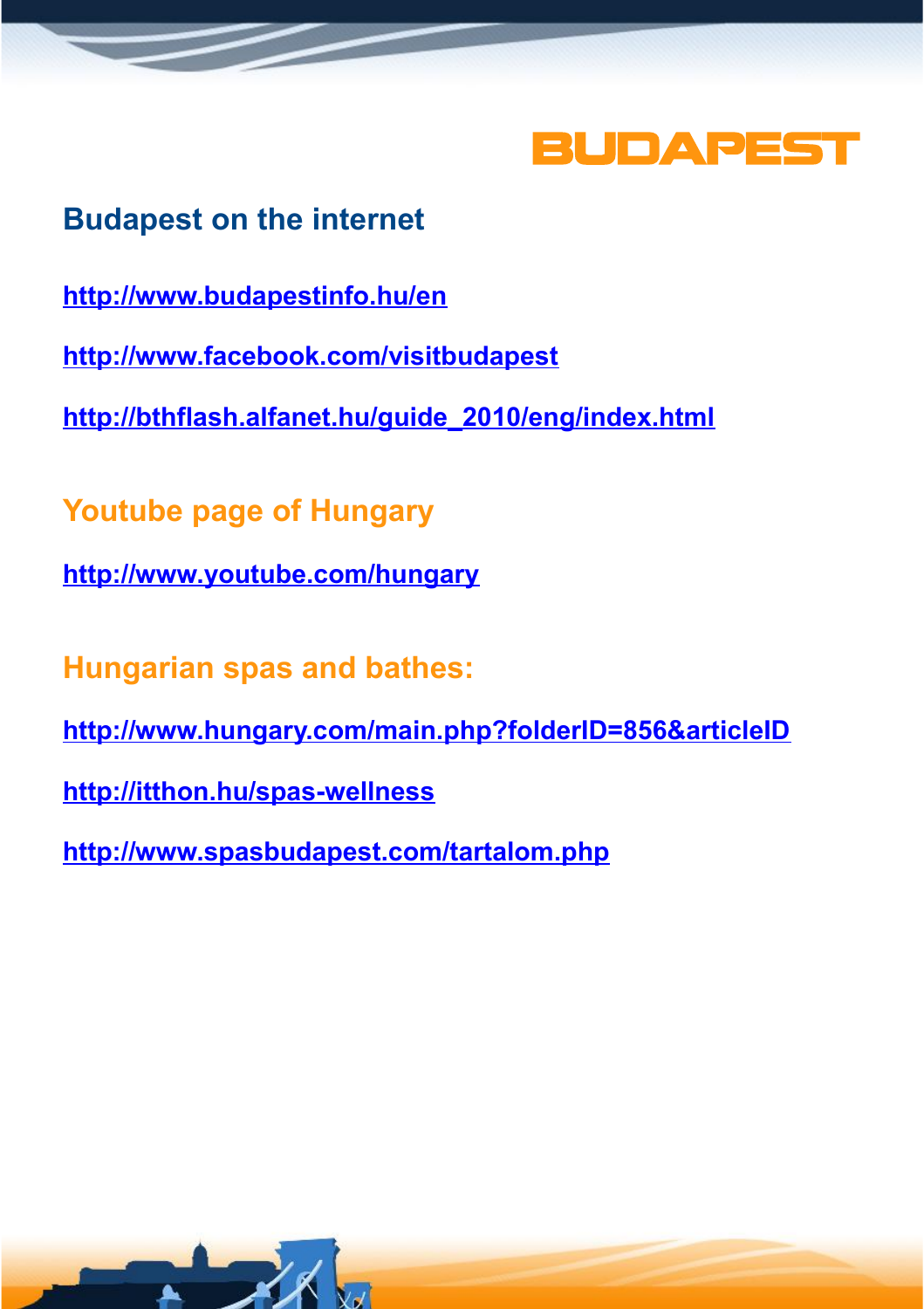BUDAPEST

## Budapest on the internet

http://www.budapestinfo.hu/en

http://www.facebook.com/visitbudapest

http://bthflash.alfanet.hu/guide_2010/eng/index.html

## Youtube page of Hungary

http://www.youtube.com/hungary

## Hungarian spas and bathes:

http://www.hungary.com/main.php?folderID=856&articleID

http://itthon.hu/spas-wellness

http://www.spasbudapest.com/tartalom.php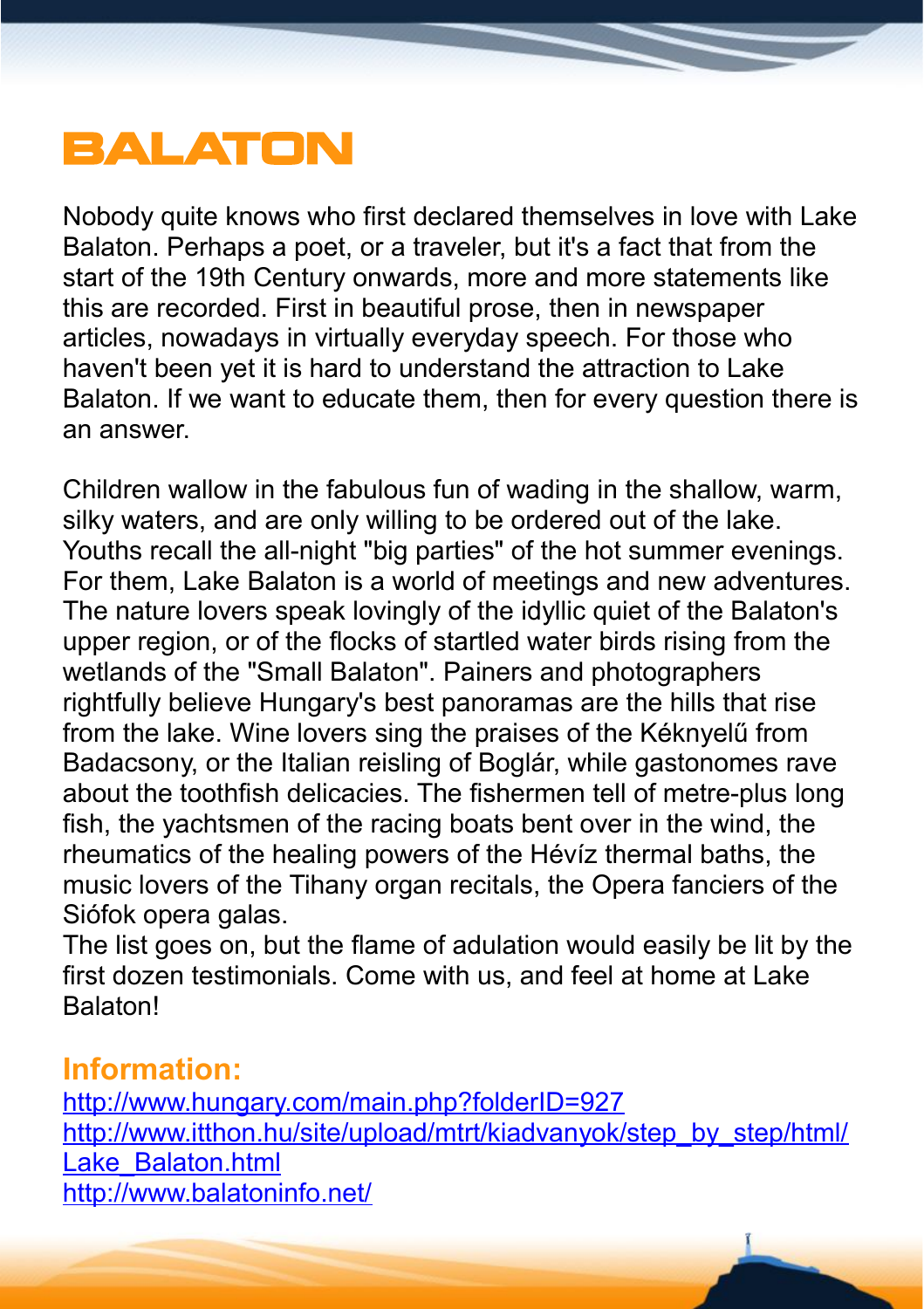# BALATON

Nobody quite knows who first declared themselves in love with Lake Balaton. Perhaps a poet, or a traveler, but it's a fact that from the start of the 19th Century onwards, more and more statements like this are recorded. First in beautiful prose, then in newspaper articles, nowadays in virtually everyday speech. For those who haven't been yet it is hard to understand the attraction to Lake Balaton. If we want to educate them, then for every question there is an answer.

Children wallow in the fabulous fun of wading in the shallow, warm, silky waters, and are only willing to be ordered out of the lake. Youths recall the all-night "big parties" of the hot summer evenings. For them, Lake Balaton is a world of meetings and new adventures. The nature lovers speak lovingly of the idyllic quiet of the Balaton's upper region, or of the flocks of startled water birds rising from the wetlands of the "Small Balaton". Painers and photographers rightfully believe Hungary's best panoramas are the hills that rise from the lake. Wine lovers sing the praises of the Kéknyelű from Badacsony, or the Italian reisling of Boglár, while gastonomes rave about the toothfish delicacies. The fishermen tell of metre-plus long fish, the yachtsmen of the racing boats bent over in the wind, the rheumatics of the healing powers of the Hévíz thermal baths, the music lovers of the Tihany organ recitals, the Opera fanciers of the Siófok opera galas.
The list goes on, but the flame of adulation would easily be lit by the first dozen testimonials. Come with us, and feel at home at Lake Balaton!

## Information:

http://www.hungary.com/main.php?folderID=927
http://www.itthon.hu/site/upload/mtrt/kiadvanyok/step_by_step/html/Lake_Balaton.html
http://www.balatoninfo.net/